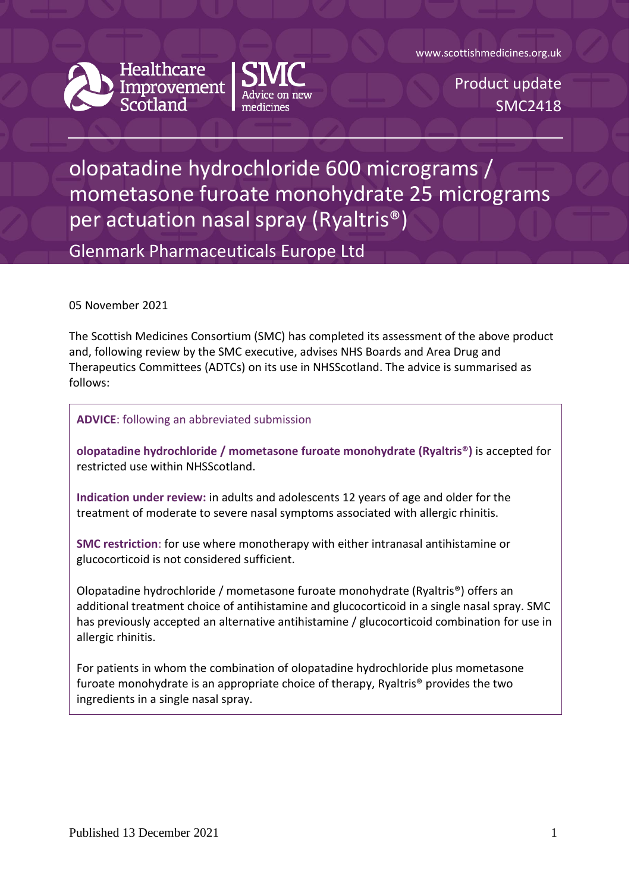www.scottishmedicines.org.uk

Healthcare Improvement Scotland | SMC Advice on new medicines

Product update
SMC2418

# olopatadine hydrochloride 600 micrograms / mometasone furoate monohydrate 25 micrograms per actuation nasal spray (Ryaltris®)

## Glenmark Pharmaceuticals Europe Ltd

05 November 2021

The Scottish Medicines Consortium (SMC) has completed its assessment of the above product and, following review by the SMC executive, advises NHS Boards and Area Drug and Therapeutics Committees (ADTCs) on its use in NHSScotland. The advice is summarised as follows:

**ADVICE**: following an abbreviated submission

**olopatadine hydrochloride / mometasone furoate monohydrate (Ryaltris®)** is accepted for restricted use within NHSScotland.

**Indication under review:** in adults and adolescents 12 years of age and older for the treatment of moderate to severe nasal symptoms associated with allergic rhinitis.

**SMC restriction**: for use where monotherapy with either intranasal antihistamine or glucocorticoid is not considered sufficient.

Olopatadine hydrochloride / mometasone furoate monohydrate (Ryaltris®) offers an additional treatment choice of antihistamine and glucocorticoid in a single nasal spray. SMC has previously accepted an alternative antihistamine / glucocorticoid combination for use in allergic rhinitis.

For patients in whom the combination of olopatadine hydrochloride plus mometasone furoate monohydrate is an appropriate choice of therapy, Ryaltris® provides the two ingredients in a single nasal spray.

Published 13 December 2021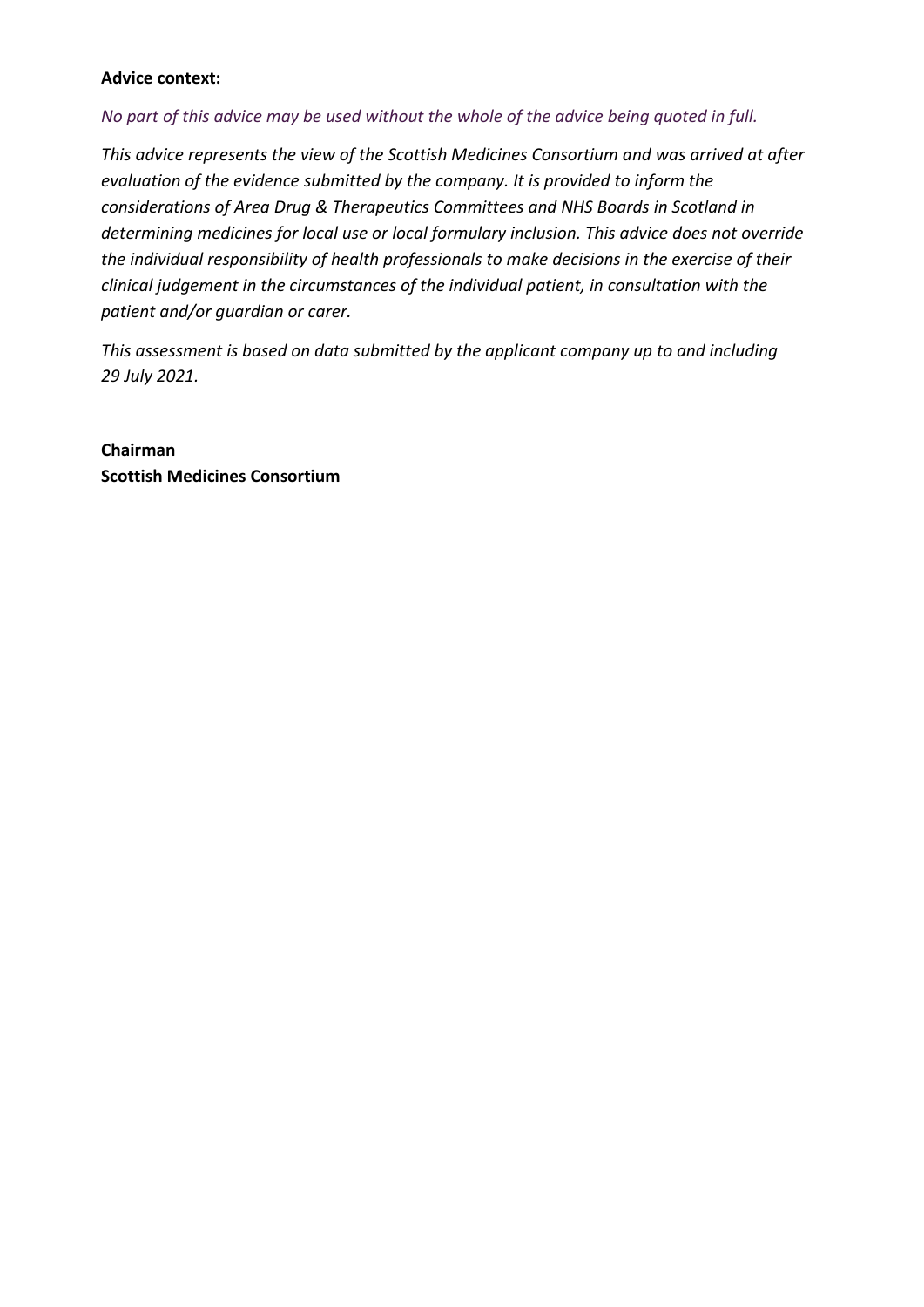**Advice context:**

*No part of this advice may be used without the whole of the advice being quoted in full.*

*This advice represents the view of the Scottish Medicines Consortium and was arrived at after evaluation of the evidence submitted by the company. It is provided to inform the considerations of Area Drug & Therapeutics Committees and NHS Boards in Scotland in determining medicines for local use or local formulary inclusion. This advice does not override the individual responsibility of health professionals to make decisions in the exercise of their clinical judgement in the circumstances of the individual patient, in consultation with the patient and/or guardian or carer.*

*This assessment is based on data submitted by the applicant company up to and including 29 July 2021.*

**Chairman**
**Scottish Medicines Consortium**